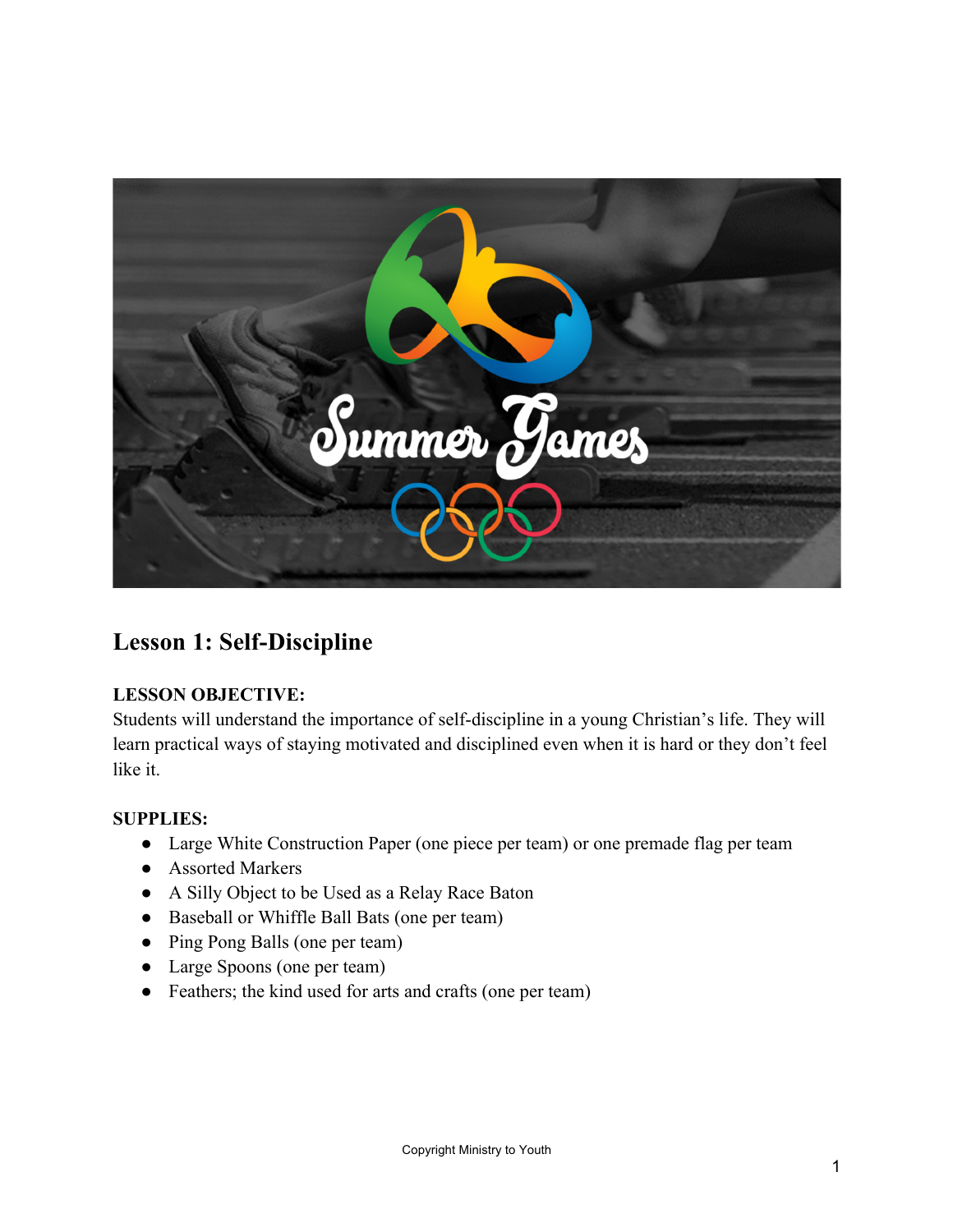## Lesson 1: Self-Discipline

**LESSON OBJECTIVE:**
Students will understand the importance of self-discipline in a young Christian's life. They will learn practical ways of staying motivated and disciplined even when it is hard or they don't feel like it.

**SUPPLIES:**

- Large White Construction Paper (one piece per team) or one premade flag per team
- Assorted Markers
- A Silly Object to be Used as a Relay Race Baton
- Baseball or Whiffle Ball Bats (one per team)
- Ping Pong Balls (one per team)
- Large Spoons (one per team)
- Feathers; the kind used for arts and crafts (one per team)

Copyright Ministry to Youth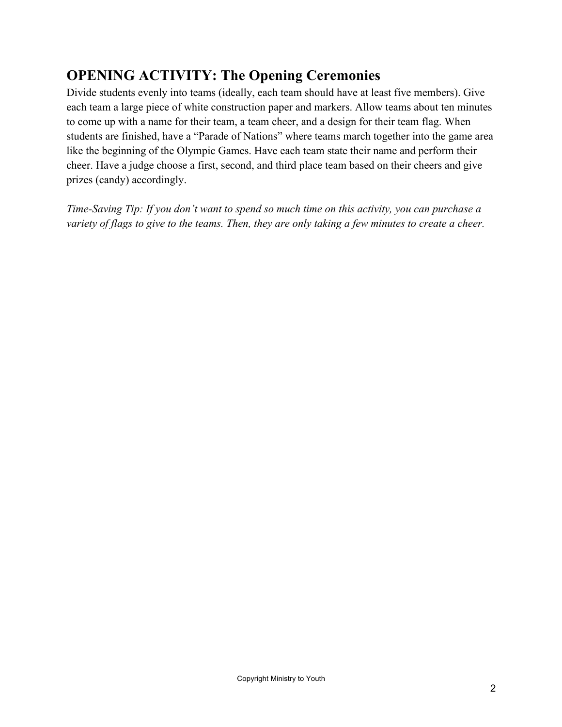## OPENING ACTIVITY: The Opening Ceremonies

Divide students evenly into teams (ideally, each team should have at least five members). Give each team a large piece of white construction paper and markers. Allow teams about ten minutes to come up with a name for their team, a team cheer, and a design for their team flag. When students are finished, have a "Parade of Nations" where teams march together into the game area like the beginning of the Olympic Games. Have each team state their name and perform their cheer. Have a judge choose a first, second, and third place team based on their cheers and give prizes (candy) accordingly.

*Time-Saving Tip: If you don't want to spend so much time on this activity, you can purchase a variety of flags to give to the teams. Then, they are only taking a few minutes to create a cheer.*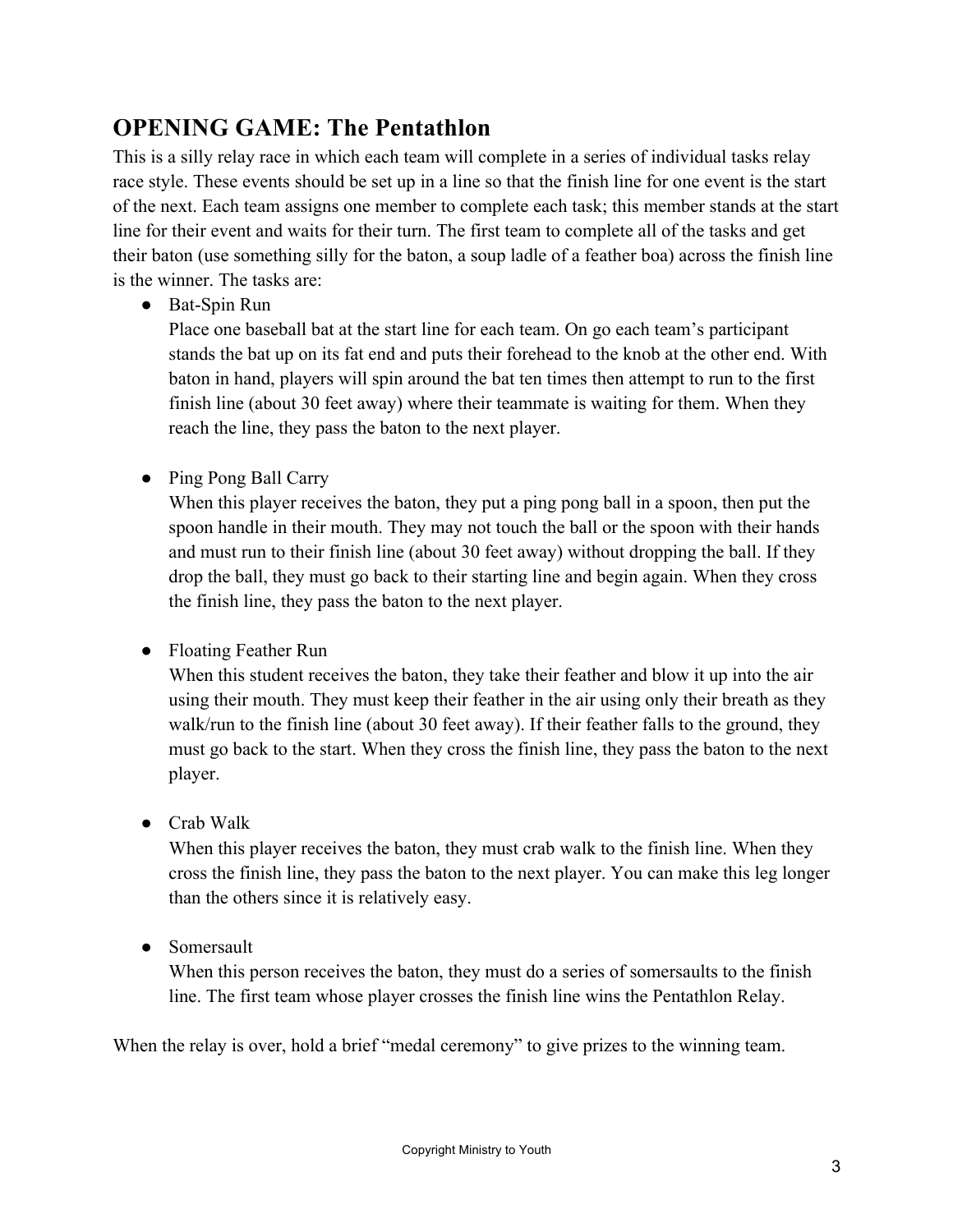## OPENING GAME: The Pentathlon

This is a silly relay race in which each team will complete in a series of individual tasks relay race style. These events should be set up in a line so that the finish line for one event is the start of the next. Each team assigns one member to complete each task; this member stands at the start line for their event and waits for their turn. The first team to complete all of the tasks and get their baton (use something silly for the baton, a soup ladle of a feather boa) across the finish line is the winner. The tasks are:

- Bat-Spin Run
  Place one baseball bat at the start line for each team. On go each team's participant stands the bat up on its fat end and puts their forehead to the knob at the other end. With baton in hand, players will spin around the bat ten times then attempt to run to the first finish line (about 30 feet away) where their teammate is waiting for them. When they reach the line, they pass the baton to the next player.

- Ping Pong Ball Carry
  When this player receives the baton, they put a ping pong ball in a spoon, then put the spoon handle in their mouth. They may not touch the ball or the spoon with their hands and must run to their finish line (about 30 feet away) without dropping the ball. If they drop the ball, they must go back to their starting line and begin again. When they cross the finish line, they pass the baton to the next player.

- Floating Feather Run
  When this student receives the baton, they take their feather and blow it up into the air using their mouth. They must keep their feather in the air using only their breath as they walk/run to the finish line (about 30 feet away). If their feather falls to the ground, they must go back to the start. When they cross the finish line, they pass the baton to the next player.

- Crab Walk
  When this player receives the baton, they must crab walk to the finish line. When they cross the finish line, they pass the baton to the next player. You can make this leg longer than the others since it is relatively easy.

- Somersault
  When this person receives the baton, they must do a series of somersaults to the finish line. The first team whose player crosses the finish line wins the Pentathlon Relay.

When the relay is over, hold a brief "medal ceremony" to give prizes to the winning team.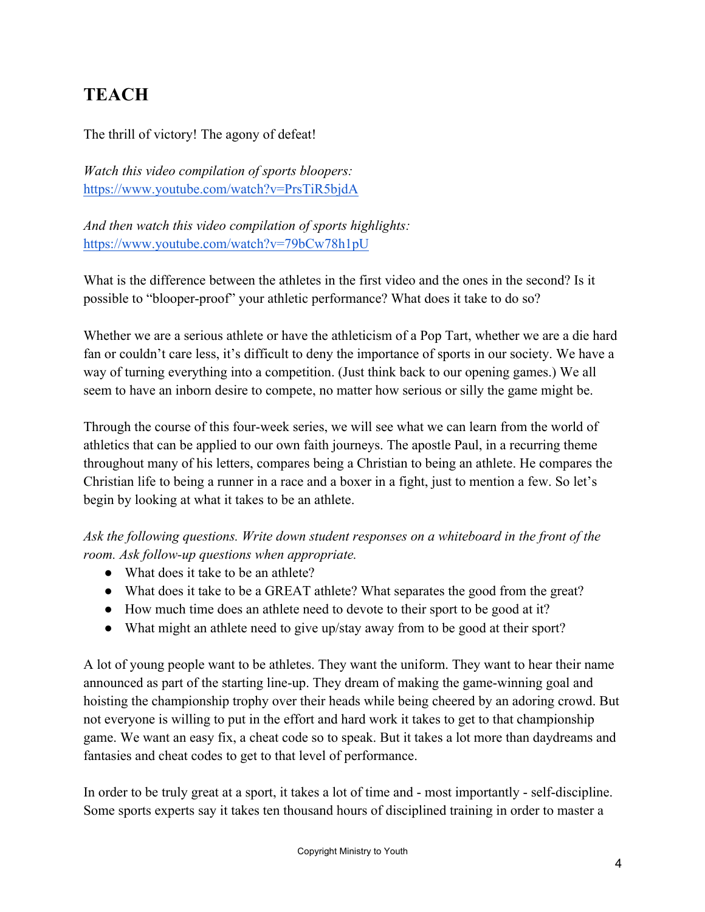## TEACH

The thrill of victory! The agony of defeat!

*Watch this video compilation of sports bloopers:*
https://www.youtube.com/watch?v=PrsTiR5bjdA

*And then watch this video compilation of sports highlights:*
https://www.youtube.com/watch?v=79bCw78h1pU

What is the difference between the athletes in the first video and the ones in the second? Is it possible to "blooper-proof" your athletic performance? What does it take to do so?

Whether we are a serious athlete or have the athleticism of a Pop Tart, whether we are a die hard fan or couldn't care less, it's difficult to deny the importance of sports in our society. We have a way of turning everything into a competition. (Just think back to our opening games.) We all seem to have an inborn desire to compete, no matter how serious or silly the game might be.

Through the course of this four-week series, we will see what we can learn from the world of athletics that can be applied to our own faith journeys. The apostle Paul, in a recurring theme throughout many of his letters, compares being a Christian to being an athlete. He compares the Christian life to being a runner in a race and a boxer in a fight, just to mention a few. So let's begin by looking at what it takes to be an athlete.

*Ask the following questions. Write down student responses on a whiteboard in the front of the room. Ask follow-up questions when appropriate.*

- What does it take to be an athlete?
- What does it take to be a GREAT athlete? What separates the good from the great?
- How much time does an athlete need to devote to their sport to be good at it?
- What might an athlete need to give up/stay away from to be good at their sport?

A lot of young people want to be athletes. They want the uniform. They want to hear their name announced as part of the starting line-up. They dream of making the game-winning goal and hoisting the championship trophy over their heads while being cheered by an adoring crowd. But not everyone is willing to put in the effort and hard work it takes to get to that championship game. We want an easy fix, a cheat code so to speak. But it takes a lot more than daydreams and fantasies and cheat codes to get to that level of performance.

In order to be truly great at a sport, it takes a lot of time and - most importantly - self-discipline. Some sports experts say it takes ten thousand hours of disciplined training in order to master a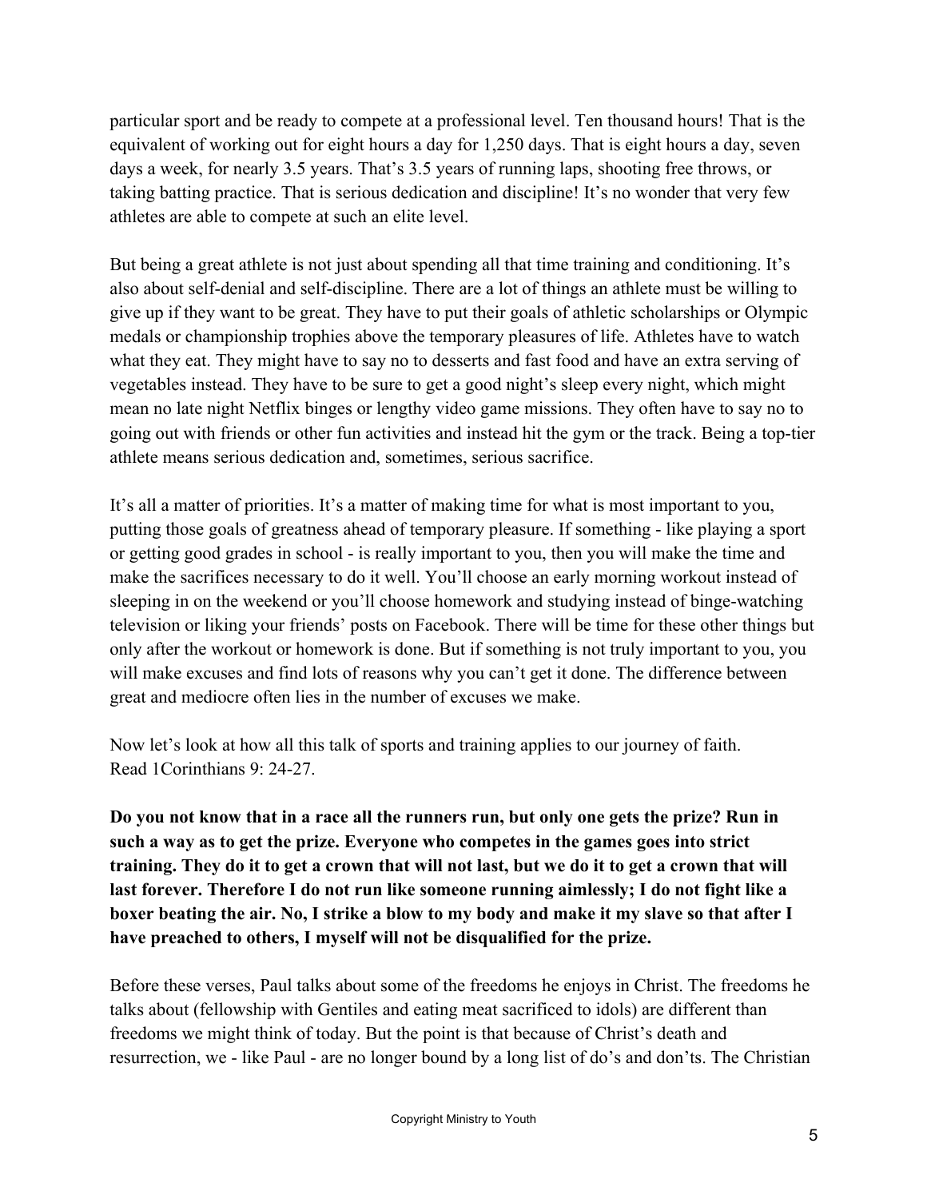particular sport and be ready to compete at a professional level. Ten thousand hours! That is the equivalent of working out for eight hours a day for 1,250 days. That is eight hours a day, seven days a week, for nearly 3.5 years. That's 3.5 years of running laps, shooting free throws, or taking batting practice. That is serious dedication and discipline! It's no wonder that very few athletes are able to compete at such an elite level.

But being a great athlete is not just about spending all that time training and conditioning. It's also about self-denial and self-discipline. There are a lot of things an athlete must be willing to give up if they want to be great. They have to put their goals of athletic scholarships or Olympic medals or championship trophies above the temporary pleasures of life. Athletes have to watch what they eat. They might have to say no to desserts and fast food and have an extra serving of vegetables instead. They have to be sure to get a good night's sleep every night, which might mean no late night Netflix binges or lengthy video game missions. They often have to say no to going out with friends or other fun activities and instead hit the gym or the track. Being a top-tier athlete means serious dedication and, sometimes, serious sacrifice.

It's all a matter of priorities. It's a matter of making time for what is most important to you, putting those goals of greatness ahead of temporary pleasure. If something - like playing a sport or getting good grades in school - is really important to you, then you will make the time and make the sacrifices necessary to do it well. You'll choose an early morning workout instead of sleeping in on the weekend or you'll choose homework and studying instead of binge-watching television or liking your friends' posts on Facebook. There will be time for these other things but only after the workout or homework is done. But if something is not truly important to you, you will make excuses and find lots of reasons why you can't get it done. The difference between great and mediocre often lies in the number of excuses we make.

Now let's look at how all this talk of sports and training applies to our journey of faith. Read 1Corinthians 9: 24-27.

**Do you not know that in a race all the runners run, but only one gets the prize? Run in such a way as to get the prize. Everyone who competes in the games goes into strict training. They do it to get a crown that will not last, but we do it to get a crown that will last forever. Therefore I do not run like someone running aimlessly; I do not fight like a boxer beating the air. No, I strike a blow to my body and make it my slave so that after I have preached to others, I myself will not be disqualified for the prize.**

Before these verses, Paul talks about some of the freedoms he enjoys in Christ. The freedoms he talks about (fellowship with Gentiles and eating meat sacrificed to idols) are different than freedoms we might think of today. But the point is that because of Christ's death and resurrection, we - like Paul - are no longer bound by a long list of do's and don'ts. The Christian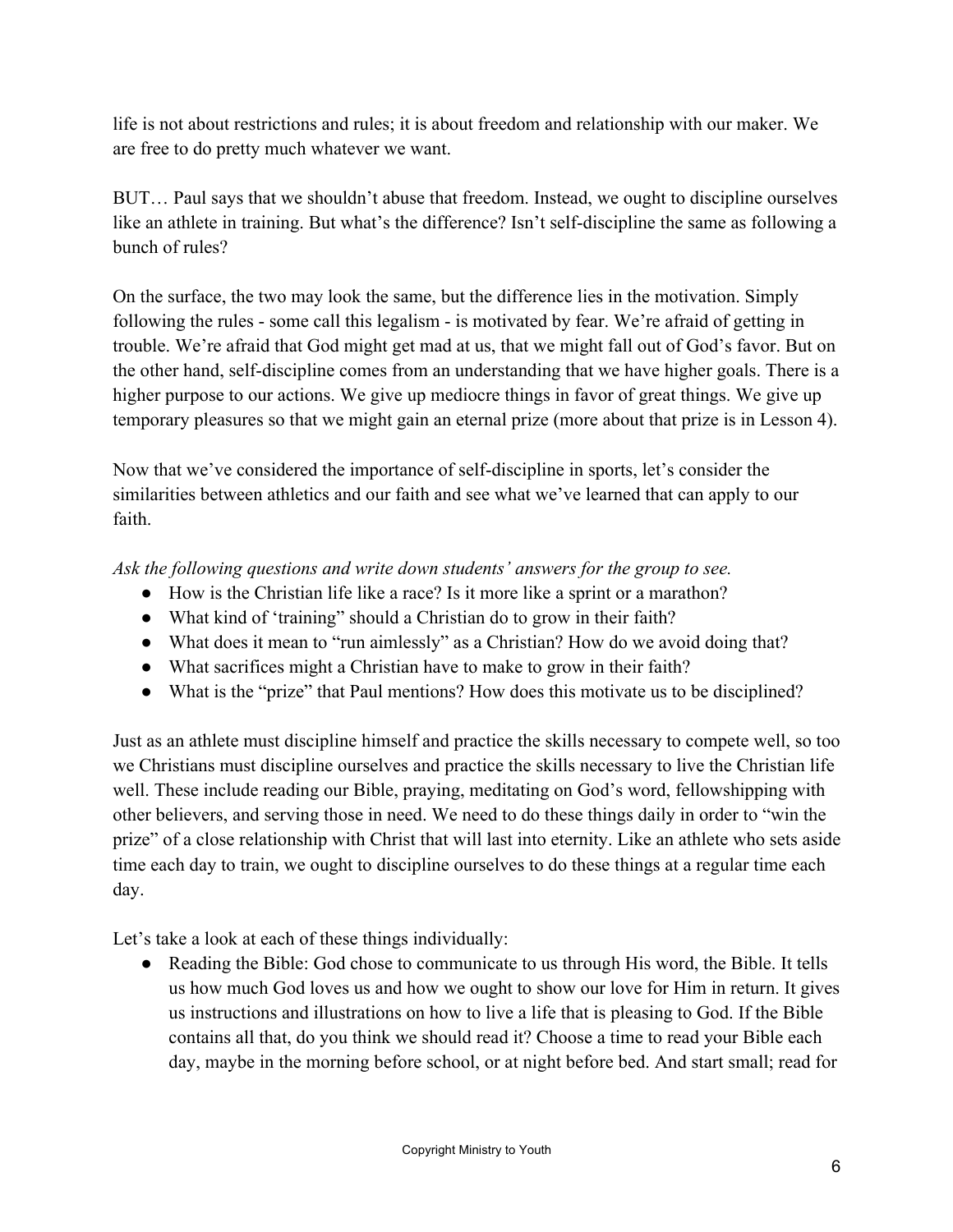life is not about restrictions and rules; it is about freedom and relationship with our maker. We are free to do pretty much whatever we want.

BUT… Paul says that we shouldn't abuse that freedom. Instead, we ought to discipline ourselves like an athlete in training. But what's the difference? Isn't self-discipline the same as following a bunch of rules?

On the surface, the two may look the same, but the difference lies in the motivation. Simply following the rules - some call this legalism - is motivated by fear. We're afraid of getting in trouble. We're afraid that God might get mad at us, that we might fall out of God's favor. But on the other hand, self-discipline comes from an understanding that we have higher goals. There is a higher purpose to our actions. We give up mediocre things in favor of great things. We give up temporary pleasures so that we might gain an eternal prize (more about that prize is in Lesson 4).

Now that we've considered the importance of self-discipline in sports, let's consider the similarities between athletics and our faith and see what we've learned that can apply to our faith.

*Ask the following questions and write down students' answers for the group to see.*

- How is the Christian life like a race? Is it more like a sprint or a marathon?
- What kind of 'training" should a Christian do to grow in their faith?
- What does it mean to "run aimlessly" as a Christian? How do we avoid doing that?
- What sacrifices might a Christian have to make to grow in their faith?
- What is the "prize" that Paul mentions? How does this motivate us to be disciplined?

Just as an athlete must discipline himself and practice the skills necessary to compete well, so too we Christians must discipline ourselves and practice the skills necessary to live the Christian life well. These include reading our Bible, praying, meditating on God's word, fellowshipping with other believers, and serving those in need. We need to do these things daily in order to "win the prize" of a close relationship with Christ that will last into eternity. Like an athlete who sets aside time each day to train, we ought to discipline ourselves to do these things at a regular time each day.

Let's take a look at each of these things individually:

- Reading the Bible: God chose to communicate to us through His word, the Bible. It tells us how much God loves us and how we ought to show our love for Him in return. It gives us instructions and illustrations on how to live a life that is pleasing to God. If the Bible contains all that, do you think we should read it? Choose a time to read your Bible each day, maybe in the morning before school, or at night before bed. And start small; read for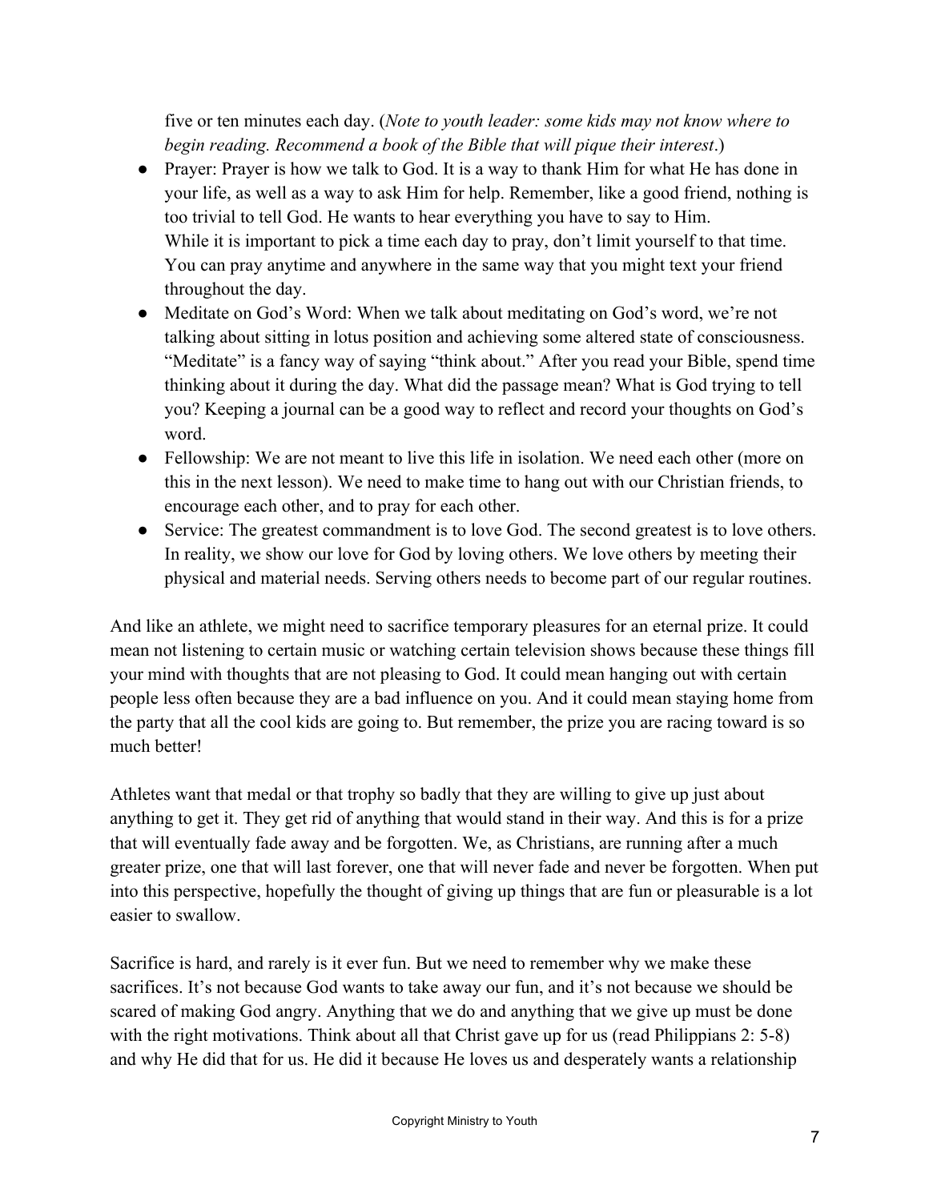five or ten minutes each day. (*Note to youth leader: some kids may not know where to begin reading. Recommend a book of the Bible that will pique their interest*.)

- Prayer: Prayer is how we talk to God. It is a way to thank Him for what He has done in your life, as well as a way to ask Him for help. Remember, like a good friend, nothing is too trivial to tell God. He wants to hear everything you have to say to Him. While it is important to pick a time each day to pray, don't limit yourself to that time. You can pray anytime and anywhere in the same way that you might text your friend throughout the day.
- Meditate on God's Word: When we talk about meditating on God's word, we're not talking about sitting in lotus position and achieving some altered state of consciousness. "Meditate" is a fancy way of saying "think about." After you read your Bible, spend time thinking about it during the day. What did the passage mean? What is God trying to tell you? Keeping a journal can be a good way to reflect and record your thoughts on God's word.
- Fellowship: We are not meant to live this life in isolation. We need each other (more on this in the next lesson). We need to make time to hang out with our Christian friends, to encourage each other, and to pray for each other.
- Service: The greatest commandment is to love God. The second greatest is to love others. In reality, we show our love for God by loving others. We love others by meeting their physical and material needs. Serving others needs to become part of our regular routines.

And like an athlete, we might need to sacrifice temporary pleasures for an eternal prize. It could mean not listening to certain music or watching certain television shows because these things fill your mind with thoughts that are not pleasing to God. It could mean hanging out with certain people less often because they are a bad influence on you. And it could mean staying home from the party that all the cool kids are going to. But remember, the prize you are racing toward is so much better!

Athletes want that medal or that trophy so badly that they are willing to give up just about anything to get it. They get rid of anything that would stand in their way. And this is for a prize that will eventually fade away and be forgotten. We, as Christians, are running after a much greater prize, one that will last forever, one that will never fade and never be forgotten. When put into this perspective, hopefully the thought of giving up things that are fun or pleasurable is a lot easier to swallow.

Sacrifice is hard, and rarely is it ever fun. But we need to remember why we make these sacrifices. It's not because God wants to take away our fun, and it's not because we should be scared of making God angry. Anything that we do and anything that we give up must be done with the right motivations. Think about all that Christ gave up for us (read Philippians 2: 5-8) and why He did that for us. He did it because He loves us and desperately wants a relationship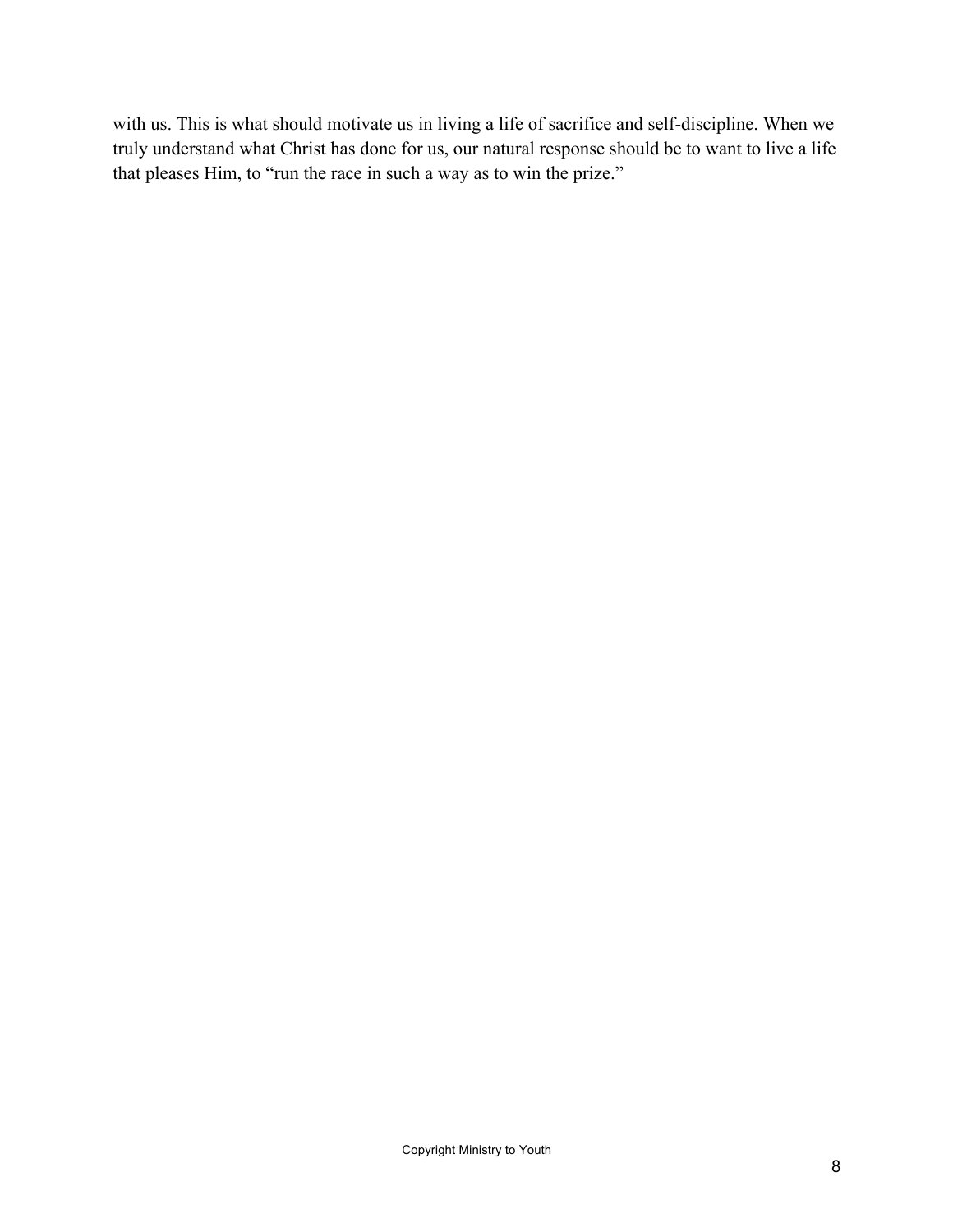with us. This is what should motivate us in living a life of sacrifice and self-discipline. When we truly understand what Christ has done for us, our natural response should be to want to live a life that pleases Him, to "run the race in such a way as to win the prize."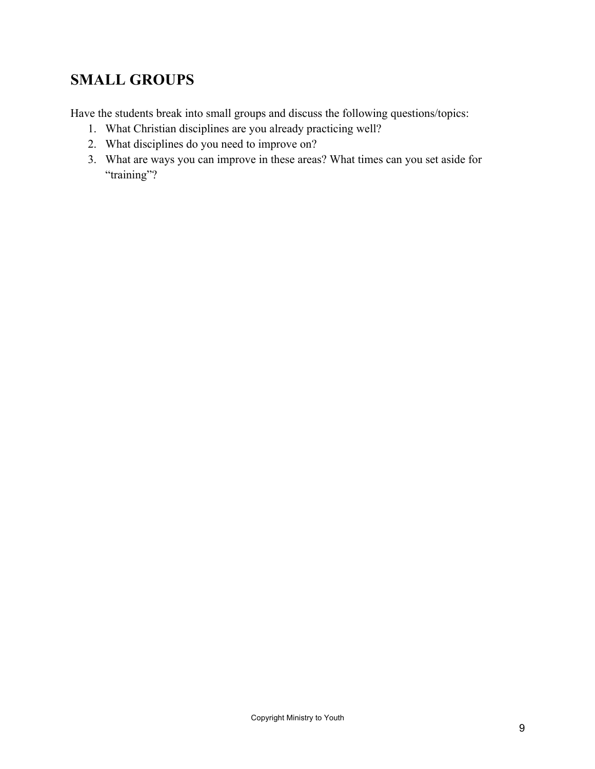## SMALL GROUPS

Have the students break into small groups and discuss the following questions/topics:

1. What Christian disciplines are you already practicing well?
2. What disciplines do you need to improve on?
3. What are ways you can improve in these areas? What times can you set aside for "training"?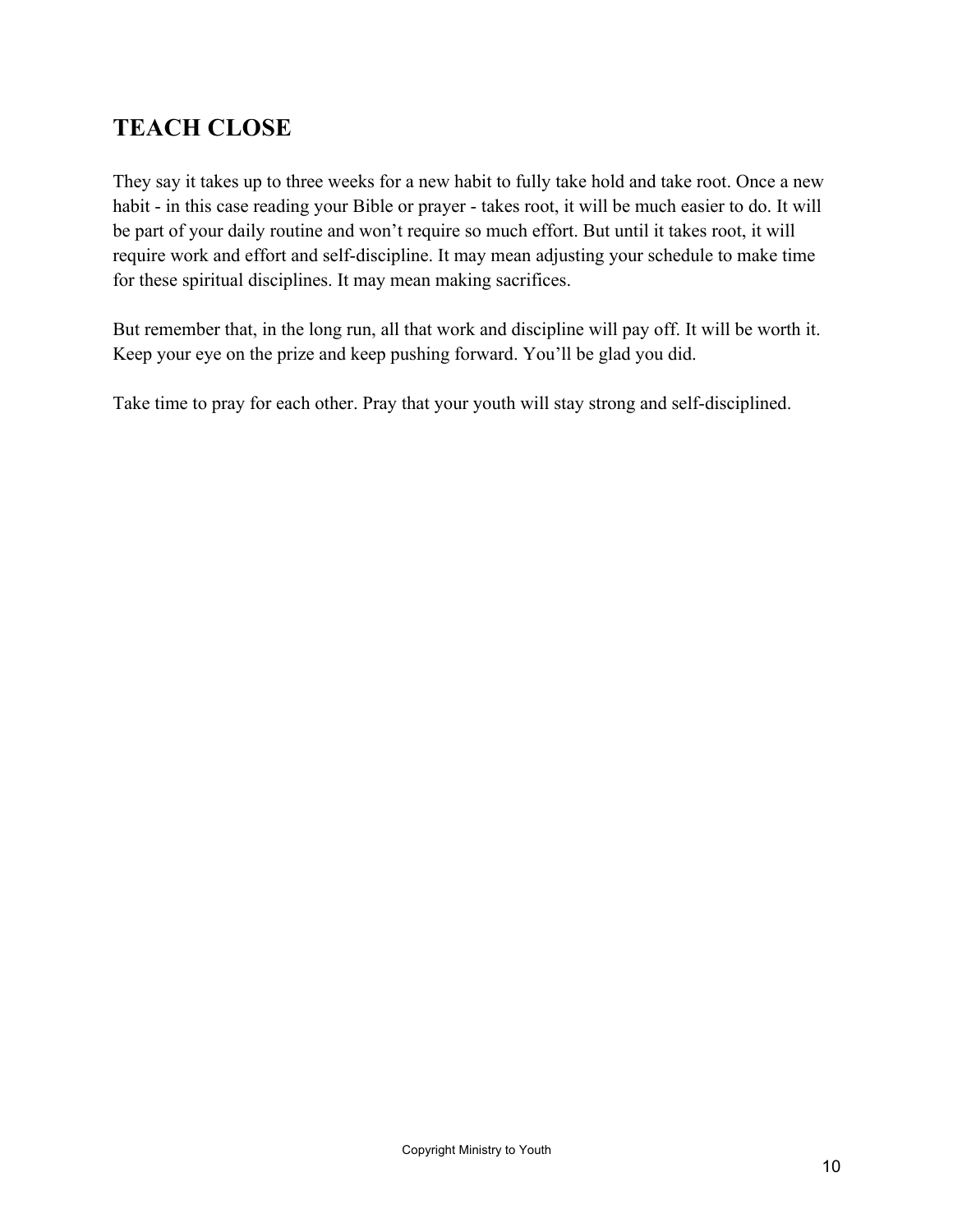## TEACH CLOSE

They say it takes up to three weeks for a new habit to fully take hold and take root. Once a new habit - in this case reading your Bible or prayer - takes root, it will be much easier to do. It will be part of your daily routine and won't require so much effort. But until it takes root, it will require work and effort and self-discipline. It may mean adjusting your schedule to make time for these spiritual disciplines. It may mean making sacrifices.

But remember that, in the long run, all that work and discipline will pay off. It will be worth it. Keep your eye on the prize and keep pushing forward. You'll be glad you did.

Take time to pray for each other. Pray that your youth will stay strong and self-disciplined.